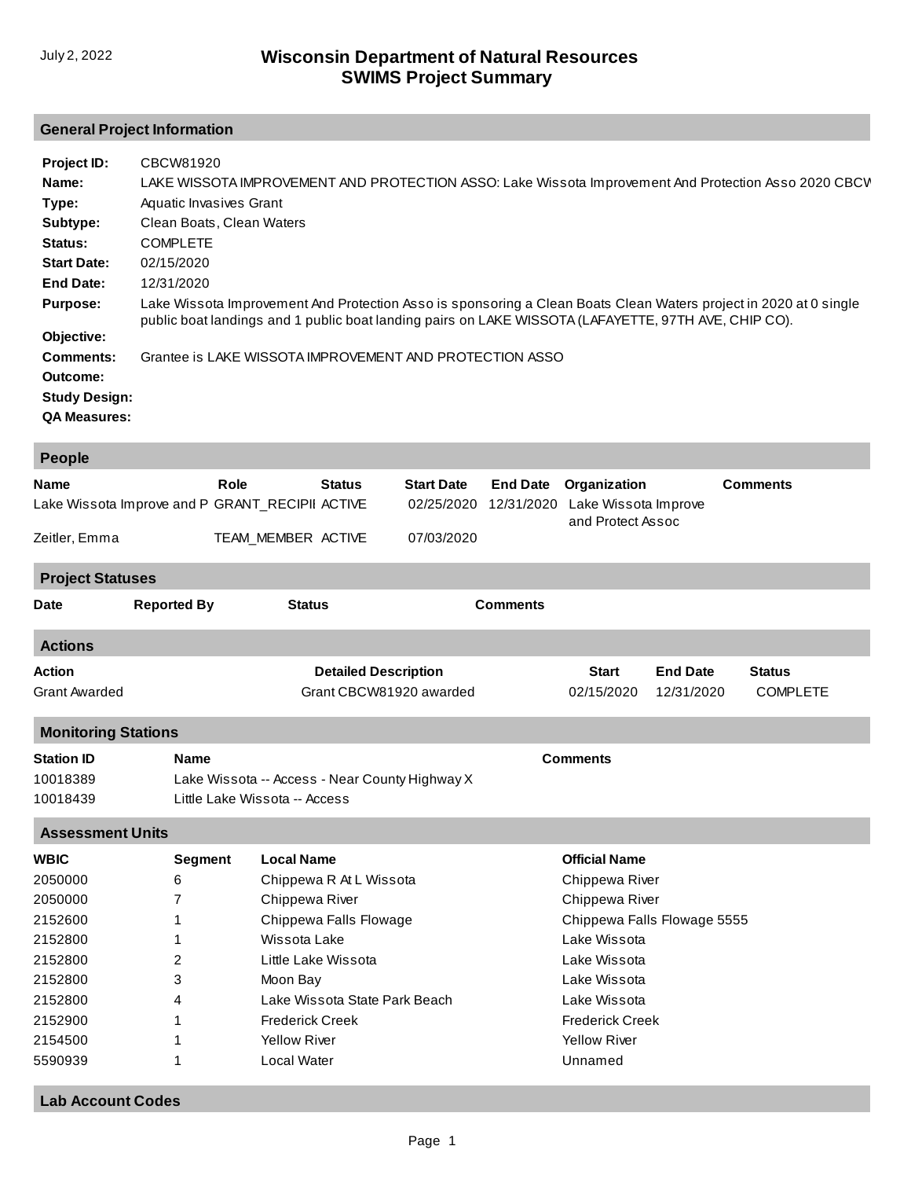July 2, 2022

# Wisconsin Department of Natural Resources
# SWIMS Project Summary

## General Project Information

**Project ID:** CBCW81920

**Name:** LAKE WISSOTA IMPROVEMENT AND PROTECTION ASSO: Lake Wissota Improvement And Protection Asso 2020 CBCW

**Type:** Aquatic Invasives Grant

**Subtype:** Clean Boats, Clean Waters

**Status:** COMPLETE

**Start Date:** 02/15/2020

**End Date:** 12/31/2020

**Purpose:** Lake Wissota Improvement And Protection Asso is sponsoring a Clean Boats Clean Waters project in 2020 at 0 single public boat landings and 1 public boat landing pairs on LAKE WISSOTA (LAFAYETTE, 97TH AVE, CHIP CO).

**Objective:**

**Comments:** Grantee is LAKE WISSOTA IMPROVEMENT AND PROTECTION ASSO

**Outcome:**

**Study Design:**

**QA Measures:**

## People

| Name | Role | Status | Start Date | End Date | Organization | Comments |
|---|---|---|---|---|---|---|
| Lake Wissota Improve and P | GRANT_RECIPII | ACTIVE | 02/25/2020 | 12/31/2020 | Lake Wissota Improve and Protect Assoc | |
| Zeitler, Emma | TEAM_MEMBER | ACTIVE | 07/03/2020 | | | |

## Project Statuses

| Date | Reported By | Status | Comments |
|---|---|---|---|

## Actions

| Action | Detailed Description | Start | End Date | Status |
|---|---|---|---|---|
| Grant Awarded | Grant CBCW81920 awarded | 02/15/2020 | 12/31/2020 | COMPLETE |

## Monitoring Stations

| Station ID | Name | Comments |
|---|---|---|
| 10018389 | Lake Wissota -- Access - Near County Highway X | |
| 10018439 | Little Lake Wissota -- Access | |

## Assessment Units

| WBIC | Segment | Local Name | Official Name |
|---|---|---|---|
| 2050000 | 6 | Chippewa R At L Wissota | Chippewa River |
| 2050000 | 7 | Chippewa River | Chippewa River |
| 2152600 | 1 | Chippewa Falls Flowage | Chippewa Falls Flowage 5555 |
| 2152800 | 1 | Wissota Lake | Lake Wissota |
| 2152800 | 2 | Little Lake Wissota | Lake Wissota |
| 2152800 | 3 | Moon Bay | Lake Wissota |
| 2152800 | 4 | Lake Wissota State Park Beach | Lake Wissota |
| 2152900 | 1 | Frederick Creek | Frederick Creek |
| 2154500 | 1 | Yellow River | Yellow River |
| 5590939 | 1 | Local Water | Unnamed |

## Lab Account Codes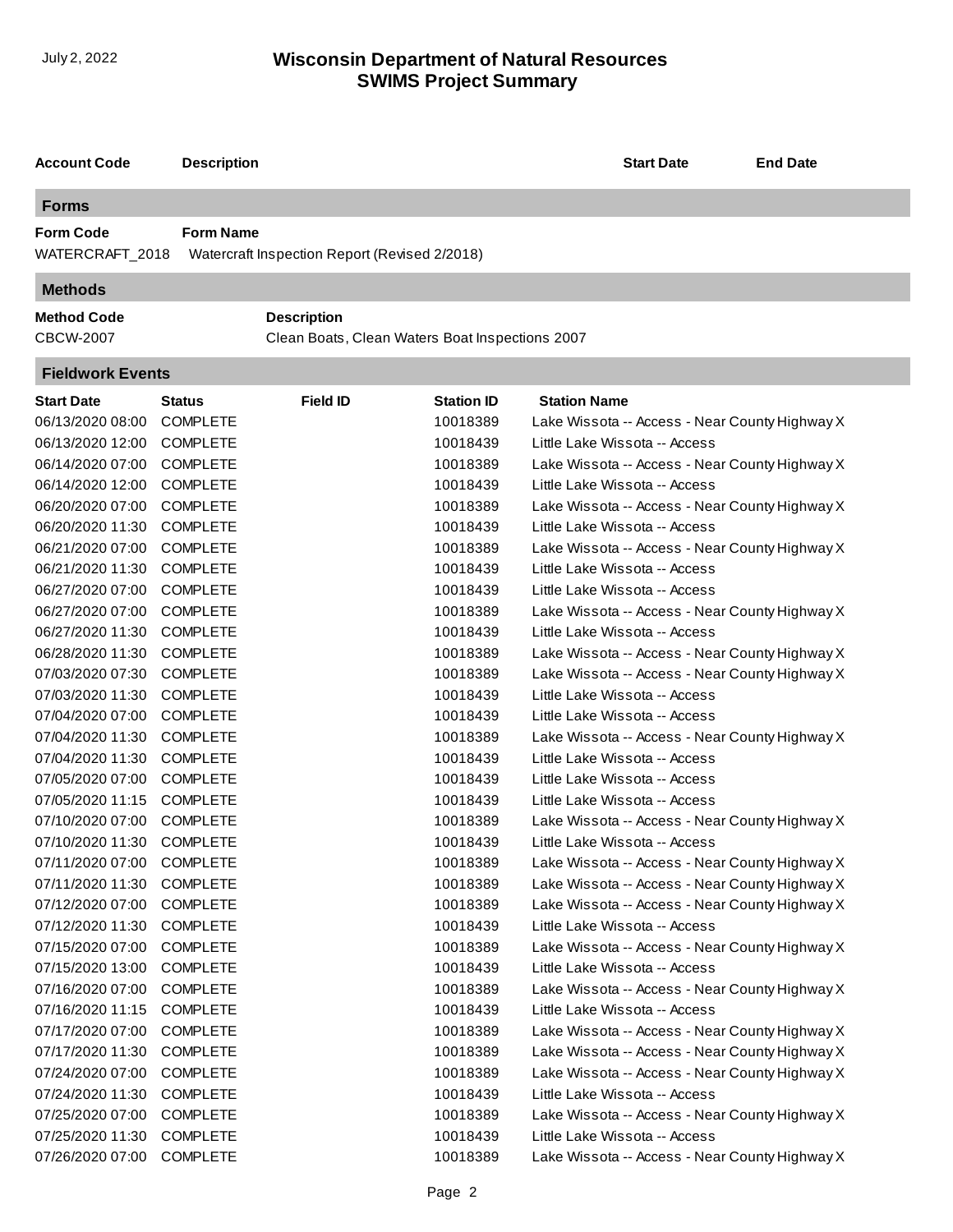| Account Code | Description | Start Date | End Date |
| --- | --- | --- | --- |

## Forms

| Form Code | Form Name |
| --- | --- |
| WATERCRAFT_2018 | Watercraft Inspection Report (Revised 2/2018) |

## Methods

| Method Code | Description |
| --- | --- |
| CBCW-2007 | Clean Boats, Clean Waters Boat Inspections 2007 |

## Fieldwork Events

| Start Date | Status | Field ID | Station ID | Station Name |
| --- | --- | --- | --- | --- |
| 06/13/2020 08:00 | COMPLETE | | 10018389 | Lake Wissota -- Access - Near County Highway X |
| 06/13/2020 12:00 | COMPLETE | | 10018439 | Little Lake Wissota -- Access |
| 06/14/2020 07:00 | COMPLETE | | 10018389 | Lake Wissota -- Access - Near County Highway X |
| 06/14/2020 12:00 | COMPLETE | | 10018439 | Little Lake Wissota -- Access |
| 06/20/2020 07:00 | COMPLETE | | 10018389 | Lake Wissota -- Access - Near County Highway X |
| 06/20/2020 11:30 | COMPLETE | | 10018439 | Little Lake Wissota -- Access |
| 06/21/2020 07:00 | COMPLETE | | 10018389 | Lake Wissota -- Access - Near County Highway X |
| 06/21/2020 11:30 | COMPLETE | | 10018439 | Little Lake Wissota -- Access |
| 06/27/2020 07:00 | COMPLETE | | 10018439 | Little Lake Wissota -- Access |
| 06/27/2020 07:00 | COMPLETE | | 10018389 | Lake Wissota -- Access - Near County Highway X |
| 06/27/2020 11:30 | COMPLETE | | 10018439 | Little Lake Wissota -- Access |
| 06/28/2020 11:30 | COMPLETE | | 10018389 | Lake Wissota -- Access - Near County Highway X |
| 07/03/2020 07:30 | COMPLETE | | 10018389 | Lake Wissota -- Access - Near County Highway X |
| 07/03/2020 11:30 | COMPLETE | | 10018439 | Little Lake Wissota -- Access |
| 07/04/2020 07:00 | COMPLETE | | 10018439 | Little Lake Wissota -- Access |
| 07/04/2020 11:30 | COMPLETE | | 10018389 | Lake Wissota -- Access - Near County Highway X |
| 07/04/2020 11:30 | COMPLETE | | 10018439 | Little Lake Wissota -- Access |
| 07/05/2020 07:00 | COMPLETE | | 10018439 | Little Lake Wissota -- Access |
| 07/05/2020 11:15 | COMPLETE | | 10018439 | Little Lake Wissota -- Access |
| 07/10/2020 07:00 | COMPLETE | | 10018389 | Lake Wissota -- Access - Near County Highway X |
| 07/10/2020 11:30 | COMPLETE | | 10018439 | Little Lake Wissota -- Access |
| 07/11/2020 07:00 | COMPLETE | | 10018389 | Lake Wissota -- Access - Near County Highway X |
| 07/11/2020 11:30 | COMPLETE | | 10018389 | Lake Wissota -- Access - Near County Highway X |
| 07/12/2020 07:00 | COMPLETE | | 10018389 | Lake Wissota -- Access - Near County Highway X |
| 07/12/2020 11:30 | COMPLETE | | 10018439 | Little Lake Wissota -- Access |
| 07/15/2020 07:00 | COMPLETE | | 10018389 | Lake Wissota -- Access - Near County Highway X |
| 07/15/2020 13:00 | COMPLETE | | 10018439 | Little Lake Wissota -- Access |
| 07/16/2020 07:00 | COMPLETE | | 10018389 | Lake Wissota -- Access - Near County Highway X |
| 07/16/2020 11:15 | COMPLETE | | 10018439 | Little Lake Wissota -- Access |
| 07/17/2020 07:00 | COMPLETE | | 10018389 | Lake Wissota -- Access - Near County Highway X |
| 07/17/2020 11:30 | COMPLETE | | 10018389 | Lake Wissota -- Access - Near County Highway X |
| 07/24/2020 07:00 | COMPLETE | | 10018389 | Lake Wissota -- Access - Near County Highway X |
| 07/24/2020 11:30 | COMPLETE | | 10018439 | Little Lake Wissota -- Access |
| 07/25/2020 07:00 | COMPLETE | | 10018389 | Lake Wissota -- Access - Near County Highway X |
| 07/25/2020 11:30 | COMPLETE | | 10018439 | Little Lake Wissota -- Access |
| 07/26/2020 07:00 | COMPLETE | | 10018389 | Lake Wissota -- Access - Near County Highway X |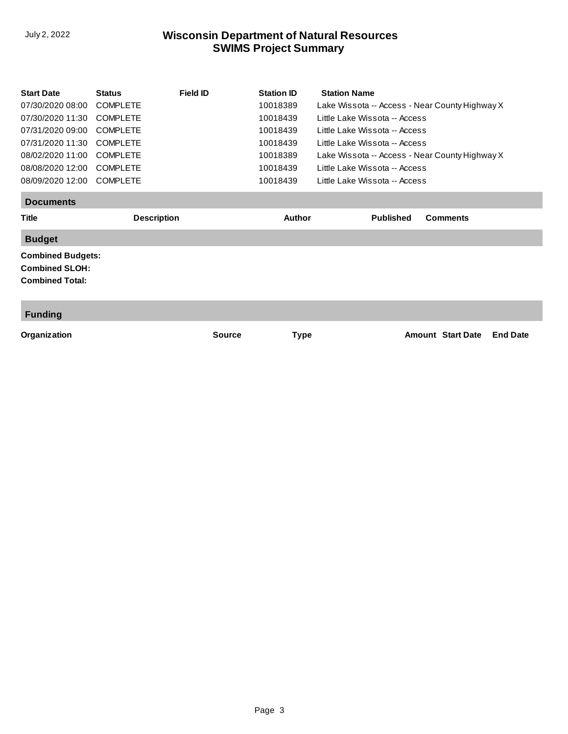| Start Date | Status | Field ID | Station ID | Station Name |
|---|---|---|---|---|
| 07/30/2020 08:00 | COMPLETE | | 10018389 | Lake Wissota -- Access - Near County Highway X |
| 07/30/2020 11:30 | COMPLETE | | 10018439 | Little Lake Wissota -- Access |
| 07/31/2020 09:00 | COMPLETE | | 10018439 | Little Lake Wissota -- Access |
| 07/31/2020 11:30 | COMPLETE | | 10018439 | Little Lake Wissota -- Access |
| 08/02/2020 11:00 | COMPLETE | | 10018389 | Lake Wissota -- Access - Near County Highway X |
| 08/08/2020 12:00 | COMPLETE | | 10018439 | Little Lake Wissota -- Access |
| 08/09/2020 12:00 | COMPLETE | | 10018439 | Little Lake Wissota -- Access |

## Documents

| Title | Description | Author | Published | Comments |
|---|---|---|---|---|

## Budget

**Combined Budgets:**

**Combined SLOH:**

**Combined Total:**

## Funding

| Organization | Source | Type | Amount | Start Date | End Date |
|---|---|---|---|---|---|